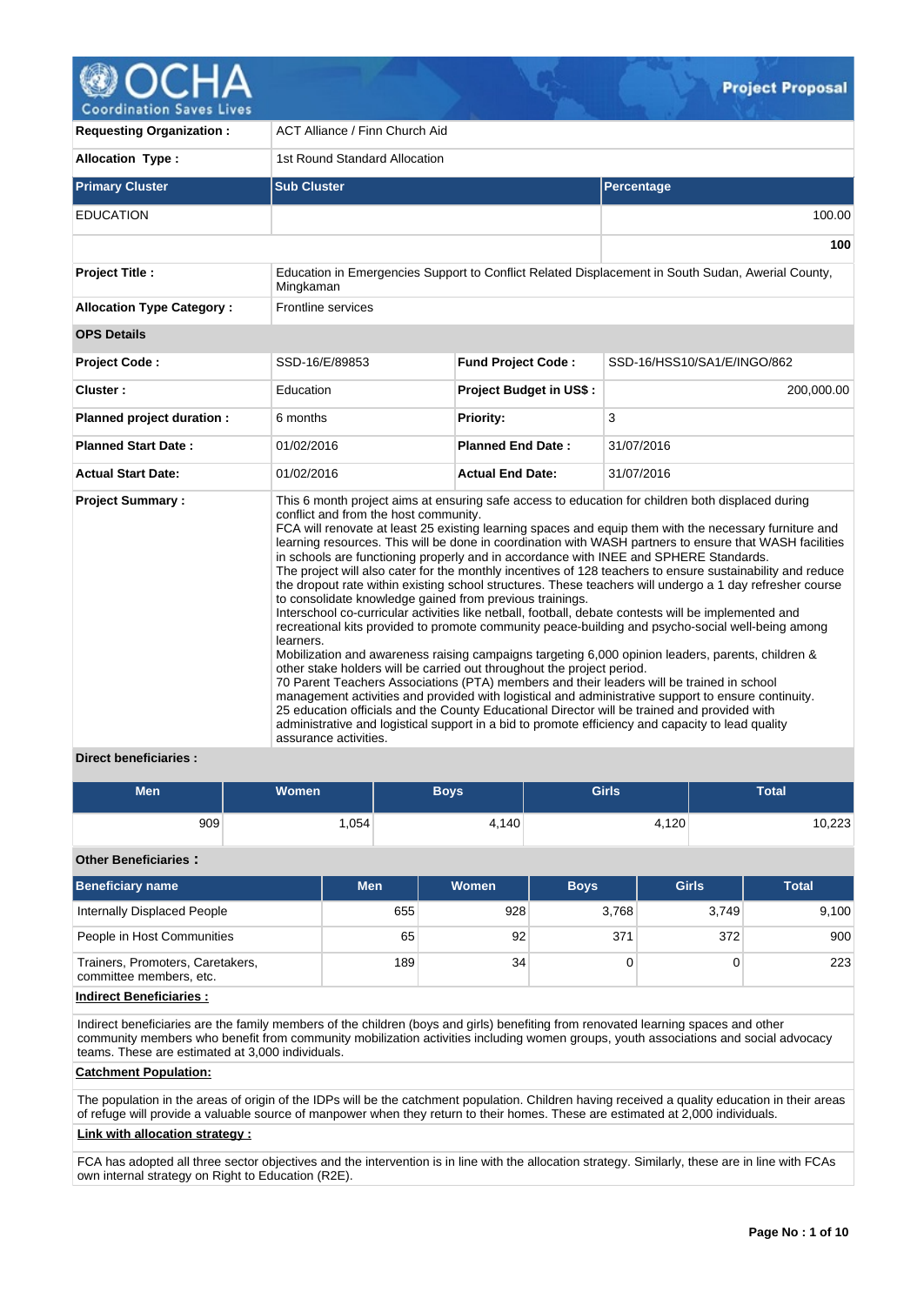# OCHA Coordination Saves Lives — Project Proposal

| | |
|---|---|
| **Requesting Organization :** | ACT Alliance / Finn Church Aid |
| **Allocation Type :** | 1st Round Standard Allocation |

| Primary Cluster | Sub Cluster | Percentage |
|---|---|---|
| EDUCATION | | 100.00 |
| | | **100** |

| | |
|---|---|
| **Project Title :** | Education in Emergencies Support to Conflict Related Displacement in South Sudan, Awerial County, Mingkaman |
| **Allocation Type Category :** | Frontline services |

**OPS Details**

| | | | |
|---|---|---|---|
| **Project Code :** | SSD-16/E/89853 | **Fund Project Code :** | SSD-16/HSS10/SA1/E/INGO/862 |
| **Cluster :** | Education | **Project Budget in US$ :** | 200,000.00 |
| **Planned project duration :** | 6 months | **Priority:** | 3 |
| **Planned Start Date :** | 01/02/2016 | **Planned End Date :** | 31/07/2016 |
| **Actual Start Date:** | 01/02/2016 | **Actual End Date:** | 31/07/2016 |

**Project Summary :**

This 6 month project aims at ensuring safe access to education for children both displaced during conflict and from the host community.
FCA will renovate at least 25 existing learning spaces and equip them with the necessary furniture and learning resources. This will be done in coordination with WASH partners to ensure that WASH facilities in schools are functioning properly and in accordance with INEE and SPHERE Standards.
The project will also cater for the monthly incentives of 128 teachers to ensure sustainability and reduce the dropout rate within existing school structures. These teachers will undergo a 1 day refresher course to consolidate knowledge gained from previous trainings.
Interschool co-curricular activities like netball, football, debate contests will be implemented and recreational kits provided to promote community peace-building and psycho-social well-being among learners.
Mobilization and awareness raising campaigns targeting 6,000 opinion leaders, parents, children & other stake holders will be carried out throughout the project period.
70 Parent Teachers Associations (PTA) members and their leaders will be trained in school management activities and provided with logistical and administrative support to ensure continuity.
25 education officials and the County Educational Director will be trained and provided with administrative and logistical support in a bid to promote efficiency and capacity to lead quality assurance activities.

**Direct beneficiaries :**

| Men | Women | Boys | Girls | Total |
|---|---|---|---|---|
| 909 | 1,054 | 4,140 | 4,120 | 10,223 |

**Other Beneficiaries :**

| Beneficiary name | Men | Women | Boys | Girls | Total |
|---|---|---|---|---|---|
| Internally Displaced People | 655 | 928 | 3,768 | 3,749 | 9,100 |
| People in Host Communities | 65 | 92 | 371 | 372 | 900 |
| Trainers, Promoters, Caretakers, committee members, etc. | 189 | 34 | 0 | 0 | 223 |

**Indirect Beneficiaries :**

Indirect beneficiaries are the family members of the children (boys and girls) benefiting from renovated learning spaces and other community members who benefit from community mobilization activities including women groups, youth associations and social advocacy teams. These are estimated at 3,000 individuals.

**Catchment Population:**

The population in the areas of origin of the IDPs will be the catchment population. Children having received a quality education in their areas of refuge will provide a valuable source of manpower when they return to their homes. These are estimated at 2,000 individuals.

**Link with allocation strategy :**

FCA has adopted all three sector objectives and the intervention is in line with the allocation strategy. Similarly, these are in line with FCAs own internal strategy on Right to Education (R2E).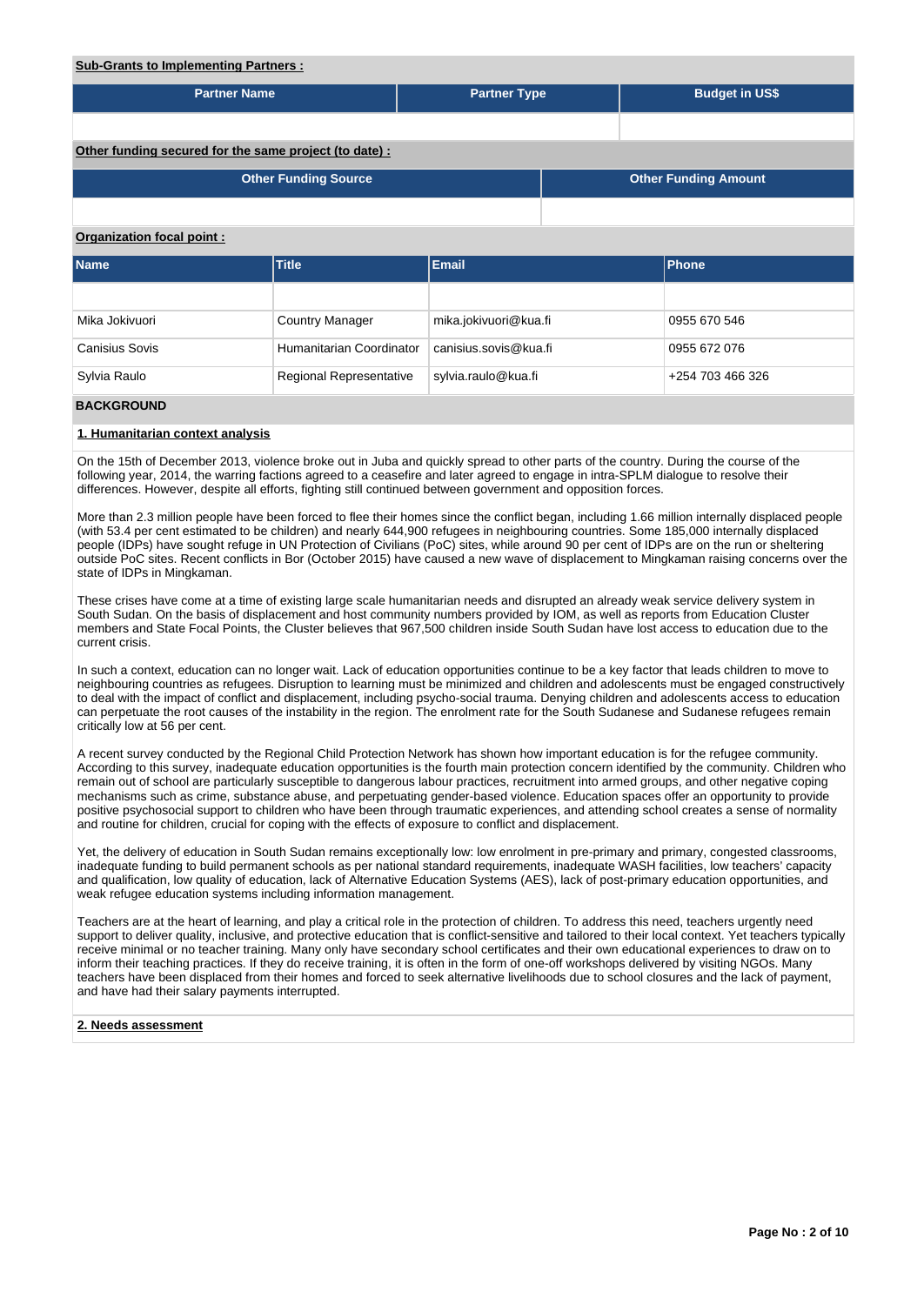**Sub-Grants to Implementing Partners :**

| Partner Name | Partner Type | Budget in US$ |
|---|---|---|
| | | |

**Other funding secured for the same project (to date) :**

| Other Funding Source | Other Funding Amount |
|---|---|
| | |

**Organization focal point :**

| Name | Title | Email | Phone |
|---|---|---|---|
| | | | |
| Mika Jokivuori | Country Manager | mika.jokivuori@kua.fi | 0955 670 546 |
| Canisius Sovis | Humanitarian Coordinator | canisius.sovis@kua.fi | 0955 672 076 |
| Sylvia Raulo | Regional Representative | sylvia.raulo@kua.fi | +254 703 466 326 |

## BACKGROUND

### 1. Humanitarian context analysis

On the 15th of December 2013, violence broke out in Juba and quickly spread to other parts of the country. During the course of the following year, 2014, the warring factions agreed to a ceasefire and later agreed to engage in intra-SPLM dialogue to resolve their differences. However, despite all efforts, fighting still continued between government and opposition forces.

More than 2.3 million people have been forced to flee their homes since the conflict began, including 1.66 million internally displaced people (with 53.4 per cent estimated to be children) and nearly 644,900 refugees in neighbouring countries. Some 185,000 internally displaced people (IDPs) have sought refuge in UN Protection of Civilians (PoC) sites, while around 90 per cent of IDPs are on the run or sheltering outside PoC sites. Recent conflicts in Bor (October 2015) have caused a new wave of displacement to Mingkaman raising concerns over the state of IDPs in Mingkaman.

These crises have come at a time of existing large scale humanitarian needs and disrupted an already weak service delivery system in South Sudan. On the basis of displacement and host community numbers provided by IOM, as well as reports from Education Cluster members and State Focal Points, the Cluster believes that 967,500 children inside South Sudan have lost access to education due to the current crisis.

In such a context, education can no longer wait. Lack of education opportunities continue to be a key factor that leads children to move to neighbouring countries as refugees. Disruption to learning must be minimized and children and adolescents must be engaged constructively to deal with the impact of conflict and displacement, including psycho-social trauma. Denying children and adolescents access to education can perpetuate the root causes of the instability in the region. The enrolment rate for the South Sudanese and Sudanese refugees remain critically low at 56 per cent.

A recent survey conducted by the Regional Child Protection Network has shown how important education is for the refugee community. According to this survey, inadequate education opportunities is the fourth main protection concern identified by the community. Children who remain out of school are particularly susceptible to dangerous labour practices, recruitment into armed groups, and other negative coping mechanisms such as crime, substance abuse, and perpetuating gender-based violence. Education spaces offer an opportunity to provide positive psychosocial support to children who have been through traumatic experiences, and attending school creates a sense of normality and routine for children, crucial for coping with the effects of exposure to conflict and displacement.

Yet, the delivery of education in South Sudan remains exceptionally low: low enrolment in pre-primary and primary, congested classrooms, inadequate funding to build permanent schools as per national standard requirements, inadequate WASH facilities, low teachers' capacity and qualification, low quality of education, lack of Alternative Education Systems (AES), lack of post-primary education opportunities, and weak refugee education systems including information management.

Teachers are at the heart of learning, and play a critical role in the protection of children. To address this need, teachers urgently need support to deliver quality, inclusive, and protective education that is conflict-sensitive and tailored to their local context. Yet teachers typically receive minimal or no teacher training. Many only have secondary school certificates and their own educational experiences to draw on to inform their teaching practices. If they do receive training, it is often in the form of one-off workshops delivered by visiting NGOs. Many teachers have been displaced from their homes and forced to seek alternative livelihoods due to school closures and the lack of payment, and have had their salary payments interrupted.

### 2. Needs assessment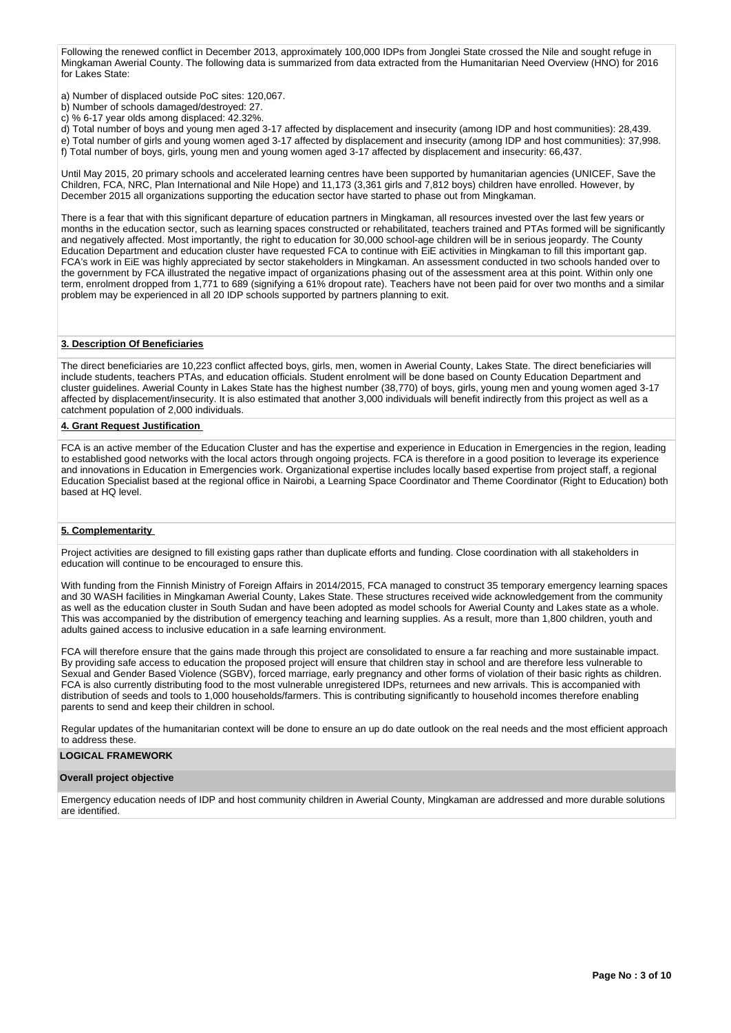Following the renewed conflict in December 2013, approximately 100,000 IDPs from Jonglei State crossed the Nile and sought refuge in Mingkaman Awerial County. The following data is summarized from data extracted from the Humanitarian Need Overview (HNO) for 2016 for Lakes State:

a) Number of displaced outside PoC sites: 120,067.
b) Number of schools damaged/destroyed: 27.
c) % 6-17 year olds among displaced: 42.32%.
d) Total number of boys and young men aged 3-17 affected by displacement and insecurity (among IDP and host communities): 28,439.
e) Total number of girls and young women aged 3-17 affected by displacement and insecurity (among IDP and host communities): 37,998.
f) Total number of boys, girls, young men and young women aged 3-17 affected by displacement and insecurity: 66,437.

Until May 2015, 20 primary schools and accelerated learning centres have been supported by humanitarian agencies (UNICEF, Save the Children, FCA, NRC, Plan International and Nile Hope) and 11,173 (3,361 girls and 7,812 boys) children have enrolled. However, by December 2015 all organizations supporting the education sector have started to phase out from Mingkaman.

There is a fear that with this significant departure of education partners in Mingkaman, all resources invested over the last few years or months in the education sector, such as learning spaces constructed or rehabilitated, teachers trained and PTAs formed will be significantly and negatively affected. Most importantly, the right to education for 30,000 school-age children will be in serious jeopardy. The County Education Department and education cluster have requested FCA to continue with EiE activities in Mingkaman to fill this important gap. FCA's work in EiE was highly appreciated by sector stakeholders in Mingkaman. An assessment conducted in two schools handed over to the government by FCA illustrated the negative impact of organizations phasing out of the assessment area at this point. Within only one term, enrolment dropped from 1,771 to 689 (signifying a 61% dropout rate). Teachers have not been paid for over two months and a similar problem may be experienced in all 20 IDP schools supported by partners planning to exit.

**3. Description Of Beneficiaries**

The direct beneficiaries are 10,223 conflict affected boys, girls, men, women in Awerial County, Lakes State. The direct beneficiaries will include students, teachers PTAs, and education officials. Student enrolment will be done based on County Education Department and cluster guidelines. Awerial County in Lakes State has the highest number (38,770) of boys, girls, young men and young women aged 3-17 affected by displacement/insecurity. It is also estimated that another 3,000 individuals will benefit indirectly from this project as well as a catchment population of 2,000 individuals.

**4. Grant Request Justification**

FCA is an active member of the Education Cluster and has the expertise and experience in Education in Emergencies in the region, leading to established good networks with the local actors through ongoing projects. FCA is therefore in a good position to leverage its experience and innovations in Education in Emergencies work. Organizational expertise includes locally based expertise from project staff, a regional Education Specialist based at the regional office in Nairobi, a Learning Space Coordinator and Theme Coordinator (Right to Education) both based at HQ level.

**5. Complementarity**

Project activities are designed to fill existing gaps rather than duplicate efforts and funding. Close coordination with all stakeholders in education will continue to be encouraged to ensure this.

With funding from the Finnish Ministry of Foreign Affairs in 2014/2015, FCA managed to construct 35 temporary emergency learning spaces and 30 WASH facilities in Mingkaman Awerial County, Lakes State. These structures received wide acknowledgement from the community as well as the education cluster in South Sudan and have been adopted as model schools for Awerial County and Lakes state as a whole. This was accompanied by the distribution of emergency teaching and learning supplies. As a result, more than 1,800 children, youth and adults gained access to inclusive education in a safe learning environment.

FCA will therefore ensure that the gains made through this project are consolidated to ensure a far reaching and more sustainable impact. By providing safe access to education the proposed project will ensure that children stay in school and are therefore less vulnerable to Sexual and Gender Based Violence (SGBV), forced marriage, early pregnancy and other forms of violation of their basic rights as children. FCA is also currently distributing food to the most vulnerable unregistered IDPs, returnees and new arrivals. This is accompanied with distribution of seeds and tools to 1,000 households/farmers. This is contributing significantly to household incomes therefore enabling parents to send and keep their children in school.

Regular updates of the humanitarian context will be done to ensure an up do date outlook on the real needs and the most efficient approach to address these.

**LOGICAL FRAMEWORK**

**Overall project objective**

Emergency education needs of IDP and host community children in Awerial County, Mingkaman are addressed and more durable solutions are identified.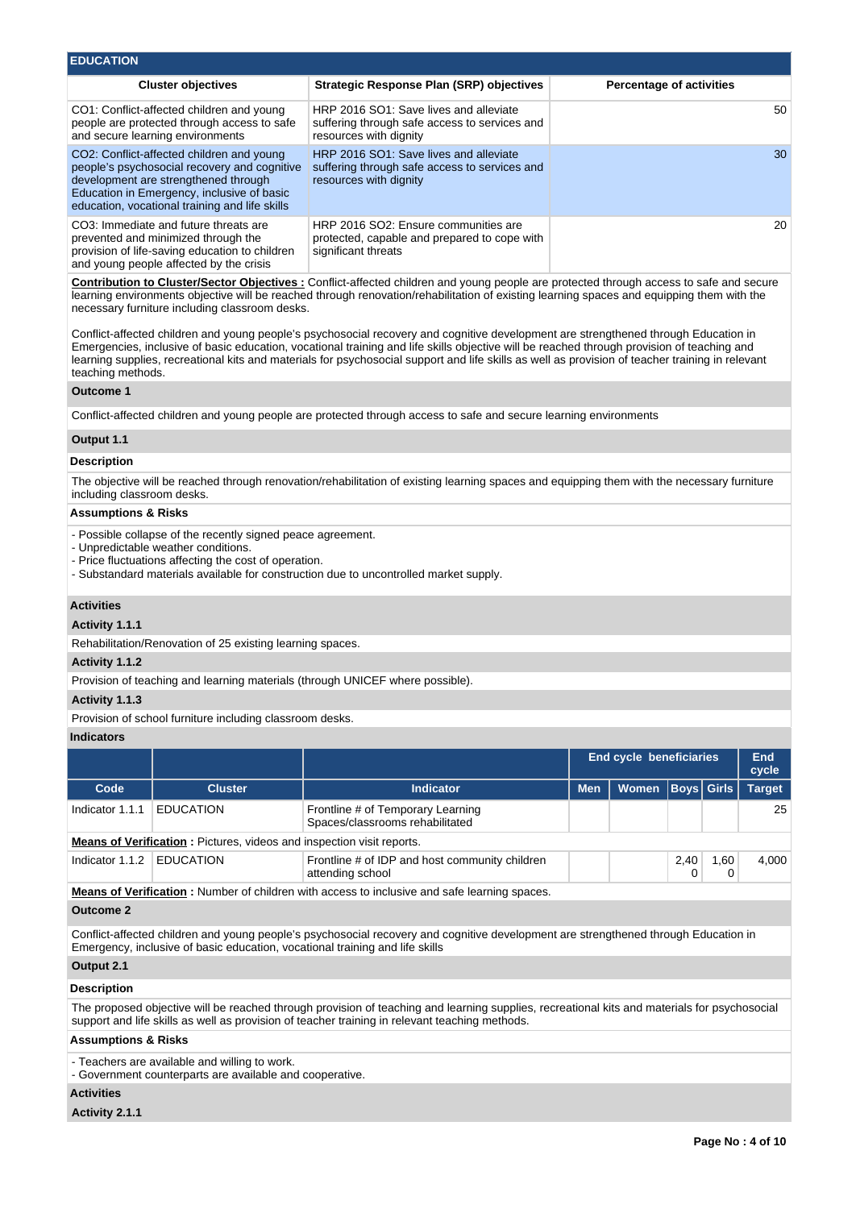## EDUCATION

| Cluster objectives | Strategic Response Plan (SRP) objectives | Percentage of activities |
|---|---|---|
| CO1: Conflict-affected children and young people are protected through access to safe and secure learning environments | HRP 2016 SO1: Save lives and alleviate suffering through safe access to services and resources with dignity | 50 |
| CO2: Conflict-affected children and young people's psychosocial recovery and cognitive development are strengthened through Education in Emergency, inclusive of basic education, vocational training and life skills | HRP 2016 SO1: Save lives and alleviate suffering through safe access to services and resources with dignity | 30 |
| CO3: Immediate and future threats are prevented and minimized through the provision of life-saving education to children and young people affected by the crisis | HRP 2016 SO2: Ensure communities are protected, capable and prepared to cope with significant threats | 20 |

**Contribution to Cluster/Sector Objectives :** Conflict-affected children and young people are protected through access to safe and secure learning environments objective will be reached through renovation/rehabilitation of existing learning spaces and equipping them with the necessary furniture including classroom desks.

Conflict-affected children and young people's psychosocial recovery and cognitive development are strengthened through Education in Emergencies, inclusive of basic education, vocational training and life skills objective will be reached through provision of teaching and learning supplies, recreational kits and materials for psychosocial support and life skills as well as provision of teacher training in relevant teaching methods.

### Outcome 1

Conflict-affected children and young people are protected through access to safe and secure learning environments

### Output 1.1

#### Description

The objective will be reached through renovation/rehabilitation of existing learning spaces and equipping them with the necessary furniture including classroom desks.

#### Assumptions & Risks

- Possible collapse of the recently signed peace agreement.
- Unpredictable weather conditions.
- Price fluctuations affecting the cost of operation.
- Substandard materials available for construction due to uncontrolled market supply.

#### Activities

**Activity 1.1.1**

Rehabilitation/Renovation of 25 existing learning spaces.

**Activity 1.1.2**

Provision of teaching and learning materials (through UNICEF where possible).

**Activity 1.1.3**

Provision of school furniture including classroom desks.

#### Indicators

| | | | End cycle beneficiaries | | | | End cycle |
|---|---|---|---|---|---|---|---|
| Code | Cluster | Indicator | Men | Women | Boys | Girls | Target |
| Indicator 1.1.1 | EDUCATION | Frontline # of Temporary Learning Spaces/classrooms rehabilitated | | | | | 25 |
| **Means of Verification :** Pictures, videos and inspection visit reports. | | | | | | | |
| Indicator 1.1.2 | EDUCATION | Frontline # of IDP and host community children attending school | | | 2,400 | 1,600 | 4,000 |
| **Means of Verification :** Number of children with access to inclusive and safe learning spaces. | | | | | | | |

### Outcome 2

Conflict-affected children and young people's psychosocial recovery and cognitive development are strengthened through Education in Emergency, inclusive of basic education, vocational training and life skills

### Output 2.1

#### Description

The proposed objective will be reached through provision of teaching and learning supplies, recreational kits and materials for psychosocial support and life skills as well as provision of teacher training in relevant teaching methods.

#### Assumptions & Risks

- Teachers are available and willing to work.
- Government counterparts are available and cooperative.

#### Activities

**Activity 2.1.1**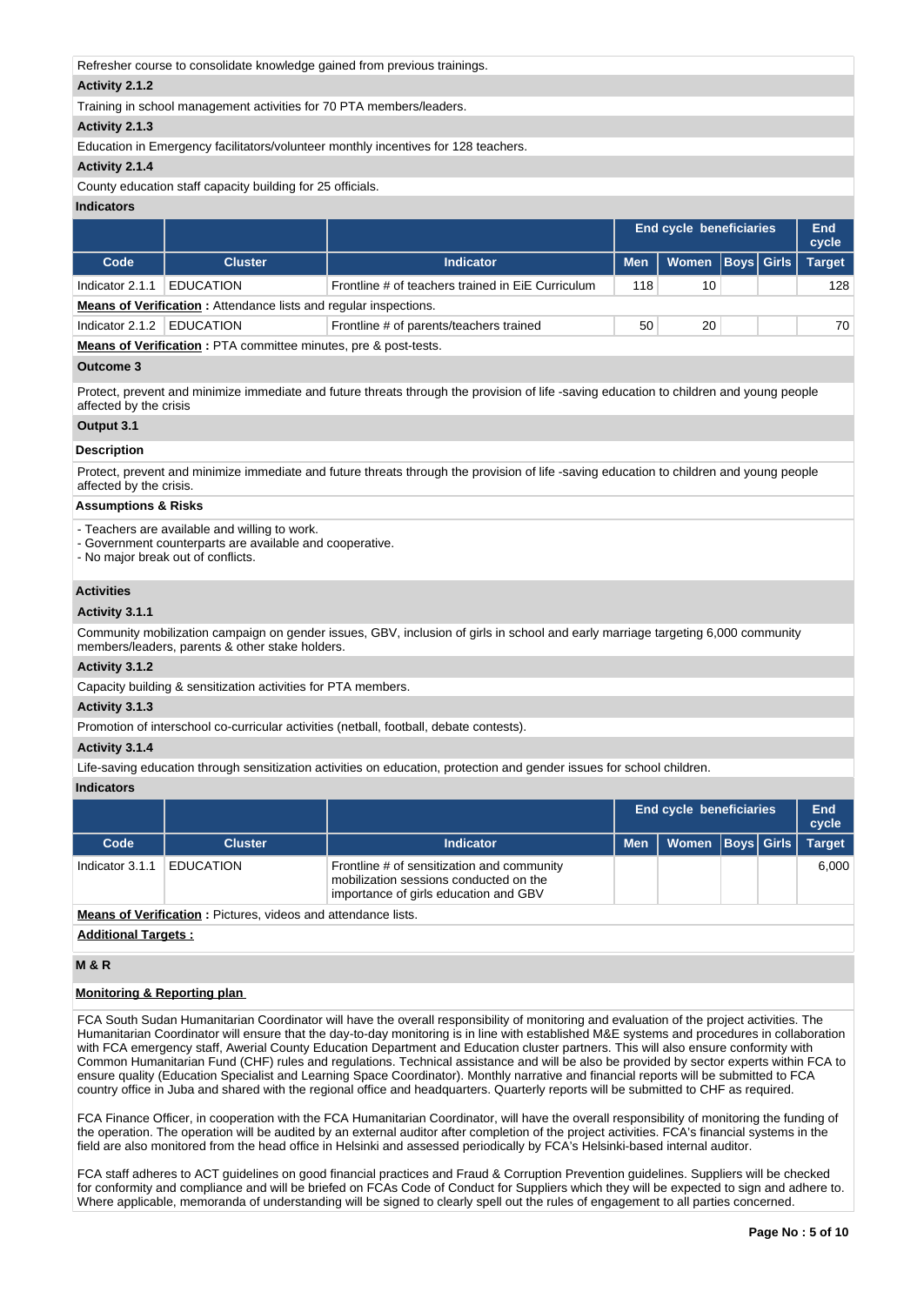Refresher course to consolidate knowledge gained from previous trainings.

**Activity 2.1.2**

Training in school management activities for 70 PTA members/leaders.

**Activity 2.1.3**

Education in Emergency facilitators/volunteer monthly incentives for 128 teachers.

**Activity 2.1.4**

County education staff capacity building for 25 officials.

**Indicators**

| | | | End cycle beneficiaries | | | | End cycle |
|---|---|---|---|---|---|---|---|
| **Code** | **Cluster** | **Indicator** | **Men** | **Women** | **Boys** | **Girls** | **Target** |
| Indicator 2.1.1 | EDUCATION | Frontline # of teachers trained in EiE Curriculum | 118 | 10 | | | 128 |
| **Means of Verification :** Attendance lists and regular inspections. | | | | | | | |
| Indicator 2.1.2 | EDUCATION | Frontline # of parents/teachers trained | 50 | 20 | | | 70 |
| **Means of Verification :** PTA committee minutes, pre & post-tests. | | | | | | | |

**Outcome 3**

Protect, prevent and minimize immediate and future threats through the provision of life -saving education to children and young people affected by the crisis

**Output 3.1**

**Description**

Protect, prevent and minimize immediate and future threats through the provision of life -saving education to children and young people affected by the crisis.

**Assumptions & Risks**

- Teachers are available and willing to work.
- Government counterparts are available and cooperative.
- No major break out of conflicts.

**Activities**

**Activity 3.1.1**

Community mobilization campaign on gender issues, GBV, inclusion of girls in school and early marriage targeting 6,000 community members/leaders, parents & other stake holders.

**Activity 3.1.2**

Capacity building & sensitization activities for PTA members.

**Activity 3.1.3**

Promotion of interschool co-curricular activities (netball, football, debate contests).

**Activity 3.1.4**

Life-saving education through sensitization activities on education, protection and gender issues for school children.

**Indicators**

| | | | End cycle beneficiaries | | | | End cycle |
|---|---|---|---|---|---|---|---|
| **Code** | **Cluster** | **Indicator** | **Men** | **Women** | **Boys** | **Girls** | **Target** |
| Indicator 3.1.1 | EDUCATION | Frontline # of sensitization and community mobilization sessions conducted on the importance of girls education and GBV | | | | | 6,000 |
| **Means of Verification :** Pictures, videos and attendance lists. | | | | | | | |

**Additional Targets :**

**M & R**

**Monitoring & Reporting plan**

FCA South Sudan Humanitarian Coordinator will have the overall responsibility of monitoring and evaluation of the project activities. The Humanitarian Coordinator will ensure that the day-to-day monitoring is in line with established M&E systems and procedures in collaboration with FCA emergency staff, Awerial County Education Department and Education cluster partners. This will also ensure conformity with Common Humanitarian Fund (CHF) rules and regulations. Technical assistance and will be also be provided by sector experts within FCA to ensure quality (Education Specialist and Learning Space Coordinator). Monthly narrative and financial reports will be submitted to FCA country office in Juba and shared with the regional office and headquarters. Quarterly reports will be submitted to CHF as required.

FCA Finance Officer, in cooperation with the FCA Humanitarian Coordinator, will have the overall responsibility of monitoring the funding of the operation. The operation will be audited by an external auditor after completion of the project activities. FCA's financial systems in the field are also monitored from the head office in Helsinki and assessed periodically by FCA's Helsinki-based internal auditor.

FCA staff adheres to ACT guidelines on good financial practices and Fraud & Corruption Prevention guidelines. Suppliers will be checked for conformity and compliance and will be briefed on FCAs Code of Conduct for Suppliers which they will be expected to sign and adhere to. Where applicable, memoranda of understanding will be signed to clearly spell out the rules of engagement to all parties concerned.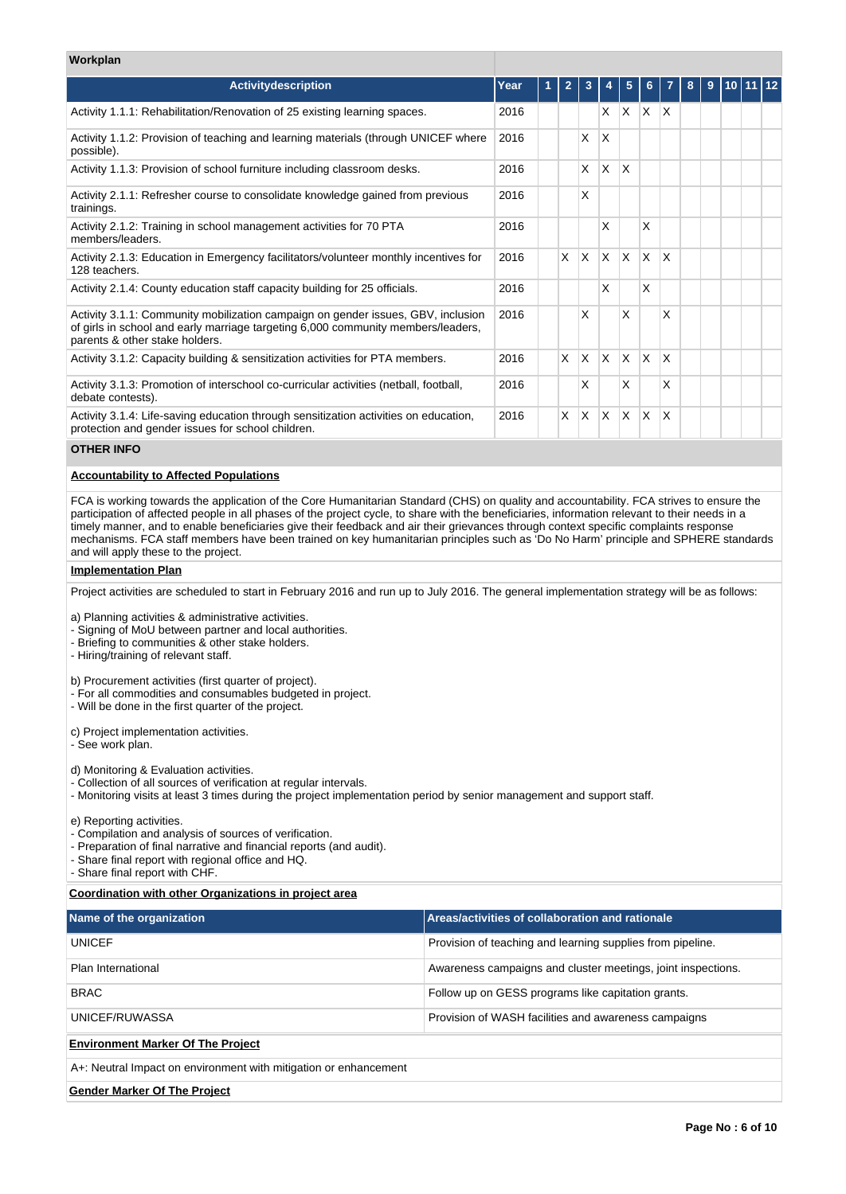**Workplan**

| Activitydescription | Year | 1 | 2 | 3 | 4 | 5 | 6 | 7 | 8 | 9 | 10 | 11 | 12 |
|---|---|---|---|---|---|---|---|---|---|---|---|---|---|
| Activity 1.1.1: Rehabilitation/Renovation of 25 existing learning spaces. | 2016 | | | | X | X | X | X | | | | | |
| Activity 1.1.2: Provision of teaching and learning materials (through UNICEF where possible). | 2016 | | | X | X | | | | | | | | |
| Activity 1.1.3: Provision of school furniture including classroom desks. | 2016 | | | X | X | X | | | | | | | |
| Activity 2.1.1: Refresher course to consolidate knowledge gained from previous trainings. | 2016 | | | X | | | | | | | | | |
| Activity 2.1.2: Training in school management activities for 70 PTA members/leaders. | 2016 | | | | X | | X | | | | | | |
| Activity 2.1.3: Education in Emergency facilitators/volunteer monthly incentives for 128 teachers. | 2016 | | X | X | X | X | X | X | | | | | |
| Activity 2.1.4: County education staff capacity building for 25 officials. | 2016 | | | | X | | X | | | | | | |
| Activity 3.1.1: Community mobilization campaign on gender issues, GBV, inclusion of girls in school and early marriage targeting 6,000 community members/leaders, parents & other stake holders. | 2016 | | | X | | X | | X | | | | | |
| Activity 3.1.2: Capacity building & sensitization activities for PTA members. | 2016 | | X | X | X | X | X | X | | | | | |
| Activity 3.1.3: Promotion of interschool co-curricular activities (netball, football, debate contests). | 2016 | | | X | | X | | X | | | | | |
| Activity 3.1.4: Life-saving education through sensitization activities on education, protection and gender issues for school children. | 2016 | | X | X | X | X | X | X | | | | | |

**OTHER INFO**

**Accountability to Affected Populations**

FCA is working towards the application of the Core Humanitarian Standard (CHS) on quality and accountability. FCA strives to ensure the participation of affected people in all phases of the project cycle, to share with the beneficiaries, information relevant to their needs in a timely manner, and to enable beneficiaries give their feedback and air their grievances through context specific complaints response mechanisms. FCA staff members have been trained on key humanitarian principles such as 'Do No Harm' principle and SPHERE standards and will apply these to the project.

**Implementation Plan**

Project activities are scheduled to start in February 2016 and run up to July 2016. The general implementation strategy will be as follows:

a) Planning activities & administrative activities.
- Signing of MoU between partner and local authorities.
- Briefing to communities & other stake holders.
- Hiring/training of relevant staff.

b) Procurement activities (first quarter of project).
- For all commodities and consumables budgeted in project.
- Will be done in the first quarter of the project.

c) Project implementation activities.
- See work plan.

d) Monitoring & Evaluation activities.
- Collection of all sources of verification at regular intervals.
- Monitoring visits at least 3 times during the project implementation period by senior management and support staff.

e) Reporting activities.
- Compilation and analysis of sources of verification.
- Preparation of final narrative and financial reports (and audit).
- Share final report with regional office and HQ.
- Share final report with CHF.

**Coordination with other Organizations in project area**

| Name of the organization | Areas/activities of collaboration and rationale |
|---|---|
| UNICEF | Provision of teaching and learning supplies from pipeline. |
| Plan International | Awareness campaigns and cluster meetings, joint inspections. |
| BRAC | Follow up on GESS programs like capitation grants. |
| UNICEF/RUWASSA | Provision of WASH facilities and awareness campaigns |

**Environment Marker Of The Project**

A+: Neutral Impact on environment with mitigation or enhancement

**Gender Marker Of The Project**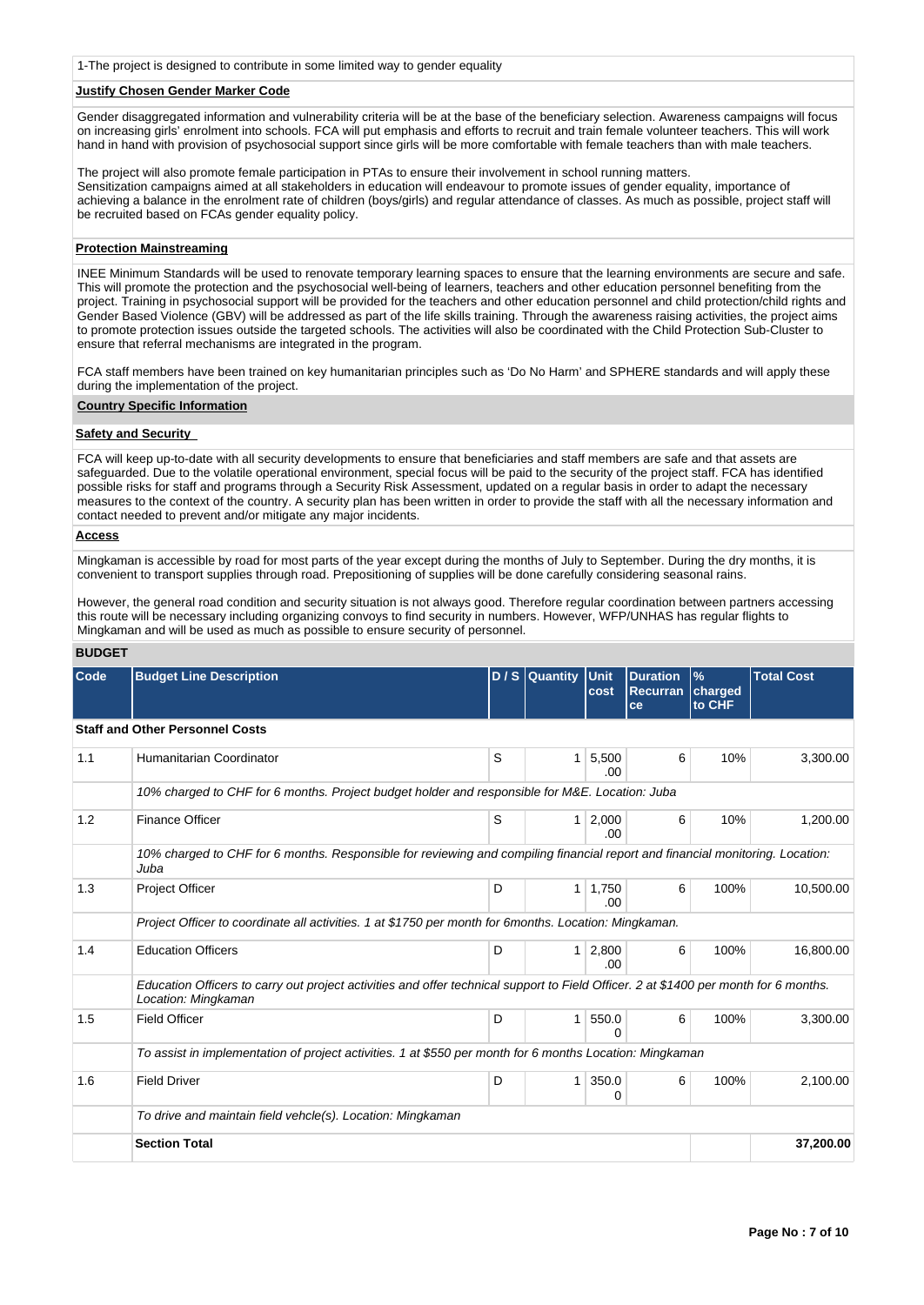1-The project is designed to contribute in some limited way to gender equality

**Justify Chosen Gender Marker Code**

Gender disaggregated information and vulnerability criteria will be at the base of the beneficiary selection. Awareness campaigns will focus on increasing girls' enrolment into schools. FCA will put emphasis and efforts to recruit and train female volunteer teachers. This will work hand in hand with provision of psychosocial support since girls will be more comfortable with female teachers than with male teachers.

The project will also promote female participation in PTAs to ensure their involvement in school running matters.
Sensitization campaigns aimed at all stakeholders in education will endeavour to promote issues of gender equality, importance of achieving a balance in the enrolment rate of children (boys/girls) and regular attendance of classes. As much as possible, project staff will be recruited based on FCAs gender equality policy.

**Protection Mainstreaming**

INEE Minimum Standards will be used to renovate temporary learning spaces to ensure that the learning environments are secure and safe. This will promote the protection and the psychosocial well-being of learners, teachers and other education personnel benefiting from the project. Training in psychosocial support will be provided for the teachers and other education personnel and child protection/child rights and Gender Based Violence (GBV) will be addressed as part of the life skills training. Through the awareness raising activities, the project aims to promote protection issues outside the targeted schools. The activities will also be coordinated with the Child Protection Sub-Cluster to ensure that referral mechanisms are integrated in the program.

FCA staff members have been trained on key humanitarian principles such as 'Do No Harm' and SPHERE standards and will apply these during the implementation of the project.

**Country Specific Information**

**Safety and Security**

FCA will keep up-to-date with all security developments to ensure that beneficiaries and staff members are safe and that assets are safeguarded. Due to the volatile operational environment, special focus will be paid to the security of the project staff. FCA has identified possible risks for staff and programs through a Security Risk Assessment, updated on a regular basis in order to adapt the necessary measures to the context of the country. A security plan has been written in order to provide the staff with all the necessary information and contact needed to prevent and/or mitigate any major incidents.

**Access**

Mingkaman is accessible by road for most parts of the year except during the months of July to September. During the dry months, it is convenient to transport supplies through road. Prepositioning of supplies will be done carefully considering seasonal rains.

However, the general road condition and security situation is not always good. Therefore regular coordination between partners accessing this route will be necessary including organizing convoys to find security in numbers. However, WFP/UNHAS has regular flights to Mingkaman and will be used as much as possible to ensure security of personnel.

**BUDGET**

| Code | Budget Line Description | D / S | Quantity | Unit cost | Duration Recurrance | % charged to CHF | Total Cost |
|---|---|---|---|---|---|---|---|
| **Staff and Other Personnel Costs** | | | | | | | |
| 1.1 | Humanitarian Coordinator | S | 1 | 5,500.00 | 6 | 10% | 3,300.00 |
| | *10% charged to CHF for 6 months. Project budget holder and responsible for M&E. Location: Juba* | | | | | | |
| 1.2 | Finance Officer | S | 1 | 2,000.00 | 6 | 10% | 1,200.00 |
| | *10% charged to CHF for 6 months. Responsible for reviewing and compiling financial report and financial monitoring. Location: Juba* | | | | | | |
| 1.3 | Project Officer | D | 1 | 1,750.00 | 6 | 100% | 10,500.00 |
| | *Project Officer to coordinate all activities. 1 at $1750 per month for 6months. Location: Mingkaman.* | | | | | | |
| 1.4 | Education Officers | D | 1 | 2,800.00 | 6 | 100% | 16,800.00 |
| | *Education Officers to carry out project activities and offer technical support to Field Officer. 2 at $1400 per month for 6 months. Location: Mingkaman* | | | | | | |
| 1.5 | Field Officer | D | 1 | 550.00 | 6 | 100% | 3,300.00 |
| | *To assist in implementation of project activities. 1 at $550 per month for 6 months Location: Mingkaman* | | | | | | |
| 1.6 | Field Driver | D | 1 | 350.00 | 6 | 100% | 2,100.00 |
| | *To drive and maintain field vehcle(s). Location: Mingkaman* | | | | | | |
| | **Section Total** | | | | | | **37,200.00** |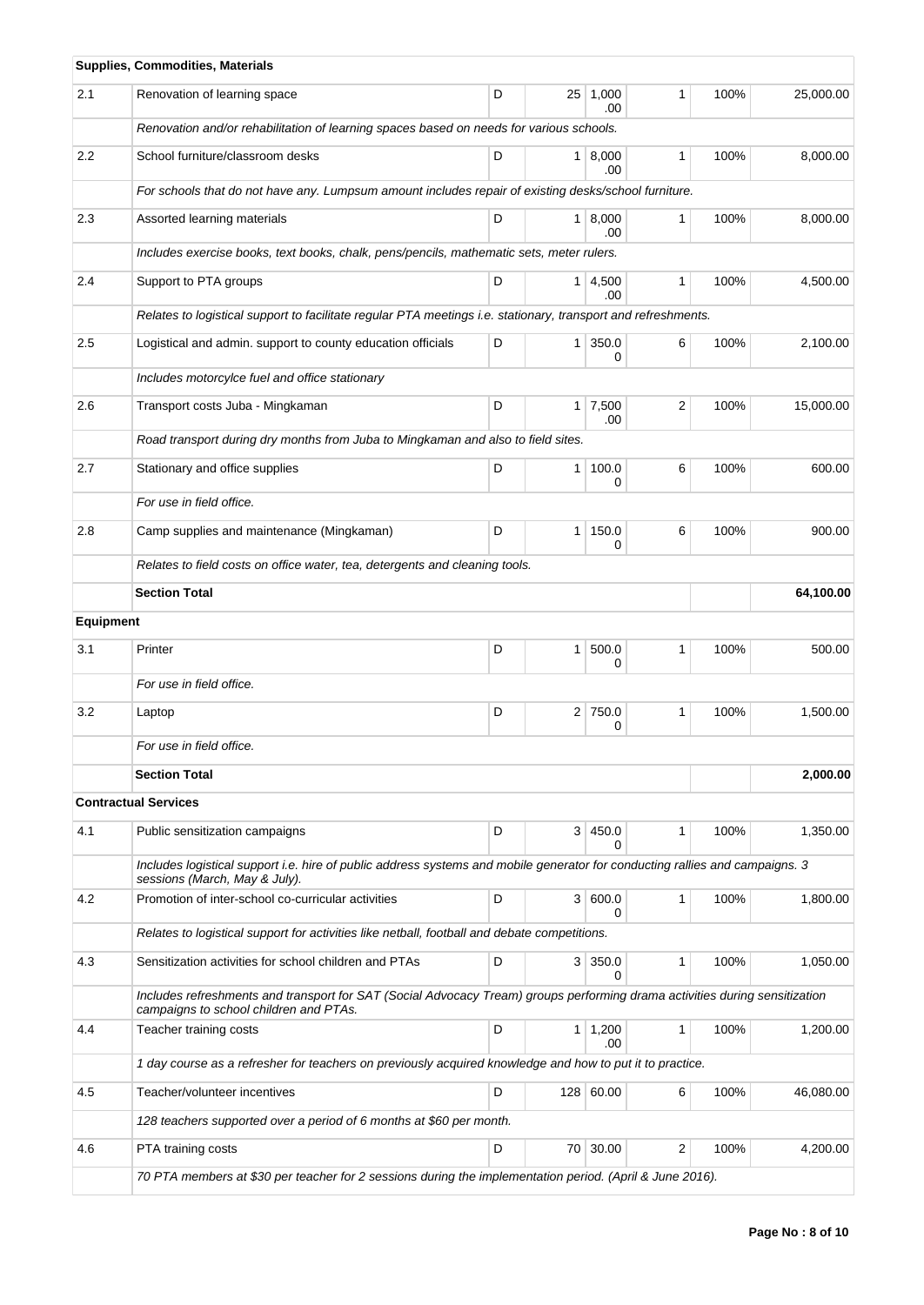| | **Supplies, Commodities, Materials** | | | | | | |
|---|---|---|---|---|---|---|---|
| 2.1 | Renovation of learning space | D | 25 | 1,000.00 | 1 | 100% | 25,000.00 |
| | *Renovation and/or rehabilitation of learning spaces based on needs for various schools.* | | | | | | |
| 2.2 | School furniture/classroom desks | D | 1 | 8,000.00 | 1 | 100% | 8,000.00 |
| | *For schools that do not have any. Lumpsum amount includes repair of existing desks/school furniture.* | | | | | | |
| 2.3 | Assorted learning materials | D | 1 | 8,000.00 | 1 | 100% | 8,000.00 |
| | *Includes exercise books, text books, chalk, pens/pencils, mathematic sets, meter rulers.* | | | | | | |
| 2.4 | Support to PTA groups | D | 1 | 4,500.00 | 1 | 100% | 4,500.00 |
| | *Relates to logistical support to facilitate regular PTA meetings i.e. stationary, transport and refreshments.* | | | | | | |
| 2.5 | Logistical and admin. support to county education officials | D | 1 | 350.00 | 6 | 100% | 2,100.00 |
| | *Includes motorcylce fuel and office stationary* | | | | | | |
| 2.6 | Transport costs Juba - Mingkaman | D | 1 | 7,500.00 | 2 | 100% | 15,000.00 |
| | *Road transport during dry months from Juba to Mingkaman and also to field sites.* | | | | | | |
| 2.7 | Stationary and office supplies | D | 1 | 100.00 | 6 | 100% | 600.00 |
| | *For use in field office.* | | | | | | |
| 2.8 | Camp supplies and maintenance (Mingkaman) | D | 1 | 150.00 | 6 | 100% | 900.00 |
| | *Relates to field costs on office water, tea, detergents and cleaning tools.* | | | | | | |
| | **Section Total** | | | | | | **64,100.00** |
| **Equipment** | | | | | | | |
| 3.1 | Printer | D | 1 | 500.00 | 1 | 100% | 500.00 |
| | *For use in field office.* | | | | | | |
| 3.2 | Laptop | D | 2 | 750.00 | 1 | 100% | 1,500.00 |
| | *For use in field office.* | | | | | | |
| | **Section Total** | | | | | | **2,000.00** |
| **Contractual Services** | | | | | | | |
| 4.1 | Public sensitization campaigns | D | 3 | 450.00 | 1 | 100% | 1,350.00 |
| | *Includes logistical support i.e. hire of public address systems and mobile generator for conducting rallies and campaigns. 3 sessions (March, May & July).* | | | | | | |
| 4.2 | Promotion of inter-school co-curricular activities | D | 3 | 600.00 | 1 | 100% | 1,800.00 |
| | *Relates to logistical support for activities like netball, football and debate competitions.* | | | | | | |
| 4.3 | Sensitization activities for school children and PTAs | D | 3 | 350.00 | 1 | 100% | 1,050.00 |
| | *Includes refreshments and transport for SAT (Social Advocacy Tream) groups performing drama activities during sensitization campaigns to school children and PTAs.* | | | | | | |
| 4.4 | Teacher training costs | D | 1 | 1,200.00 | 1 | 100% | 1,200.00 |
| | *1 day course as a refresher for teachers on previously acquired knowledge and how to put it to practice.* | | | | | | |
| 4.5 | Teacher/volunteer incentives | D | 128 | 60.00 | 6 | 100% | 46,080.00 |
| | *128 teachers supported over a period of 6 months at $60 per month.* | | | | | | |
| 4.6 | PTA training costs | D | 70 | 30.00 | 2 | 100% | 4,200.00 |
| | *70 PTA members at $30 per teacher for 2 sessions during the implementation period. (April & June 2016).* | | | | | | |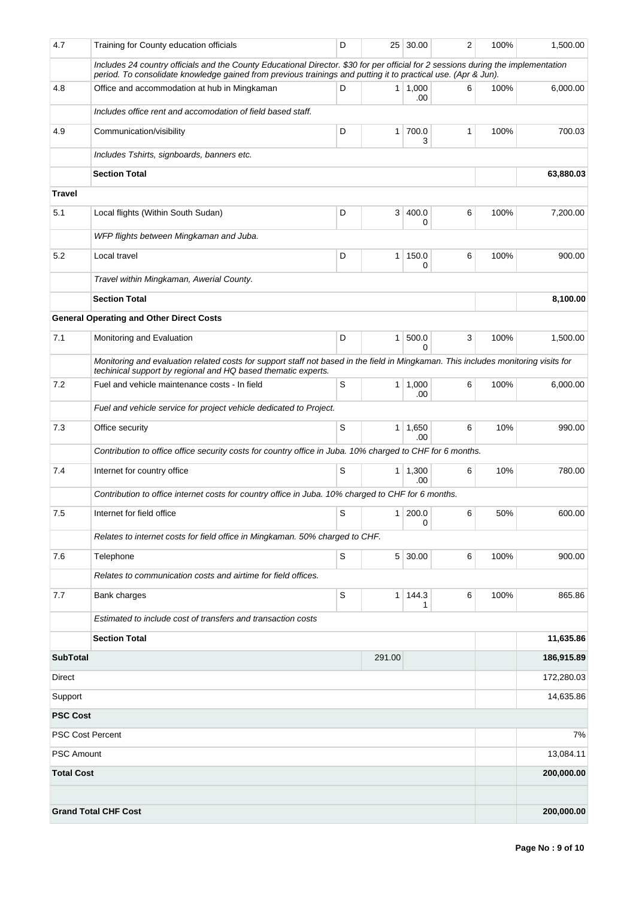| | | | | | | | |
|---|---|---|---|---|---|---|---|
| 4.7 | Training for County education officials | D | 25 | 30.00 | 2 | 100% | 1,500.00 |
| | *Includes 24 country officials and the County Educational Director. $30 for per official for 2 sessions during the implementation period. To consolidate knowledge gained from previous trainings and putting it to practical use. (Apr & Jun).* | | | | | | |
| 4.8 | Office and accommodation at hub in Mingkaman | D | 1 | 1,000.00 | 6 | 100% | 6,000.00 |
| | *Includes office rent and accomodation of field based staff.* | | | | | | |
| 4.9 | Communication/visibility | D | 1 | 700.03 | 1 | 100% | 700.03 |
| | *Includes Tshirts, signboards, banners etc.* | | | | | | |
| | **Section Total** | | | | | | **63,880.03** |
| **Travel** | | | | | | | |
| 5.1 | Local flights (Within South Sudan) | D | 3 | 400.00 | 6 | 100% | 7,200.00 |
| | *WFP flights between Mingkaman and Juba.* | | | | | | |
| 5.2 | Local travel | D | 1 | 150.00 | 6 | 100% | 900.00 |
| | *Travel within Mingkaman, Awerial County.* | | | | | | |
| | **Section Total** | | | | | | **8,100.00** |
| | **General Operating and Other Direct Costs** | | | | | | |
| 7.1 | Monitoring and Evaluation | D | 1 | 500.00 | 3 | 100% | 1,500.00 |
| | *Monitoring and evaluation related costs for support staff not based in the field in Mingkaman. This includes monitoring visits for techinical support by regional and HQ based thematic experts.* | | | | | | |
| 7.2 | Fuel and vehicle maintenance costs - In field | S | 1 | 1,000.00 | 6 | 100% | 6,000.00 |
| | *Fuel and vehicle service for project vehicle dedicated to Project.* | | | | | | |
| 7.3 | Office security | S | 1 | 1,650.00 | 6 | 10% | 990.00 |
| | *Contribution to office office security costs for country office in Juba. 10% charged to CHF for 6 months.* | | | | | | |
| 7.4 | Internet for country office | S | 1 | 1,300.00 | 6 | 10% | 780.00 |
| | *Contribution to office internet costs for country office in Juba. 10% charged to CHF for 6 months.* | | | | | | |
| 7.5 | Internet for field office | S | 1 | 200.00 | 6 | 50% | 600.00 |
| | *Relates to internet costs for field office in Mingkaman. 50% charged to CHF.* | | | | | | |
| 7.6 | Telephone | S | 5 | 30.00 | 6 | 100% | 900.00 |
| | *Relates to communication costs and airtime for field offices.* | | | | | | |
| 7.7 | Bank charges | S | 1 | 144.31 | 6 | 100% | 865.86 |
| | *Estimated to include cost of transfers and transaction costs* | | | | | | |
| | **Section Total** | | | | | | **11,635.86** |
| **SubTotal** | | | 291.00 | | | | **186,915.89** |
| Direct | | | | | | | 172,280.03 |
| Support | | | | | | | 14,635.86 |
| **PSC Cost** | | | | | | | |
| PSC Cost Percent | | | | | | | 7% |
| PSC Amount | | | | | | | 13,084.11 |
| **Total Cost** | | | | | | | **200,000.00** |
| | | | | | | | |
| **Grand Total CHF Cost** | | | | | | | **200,000.00** |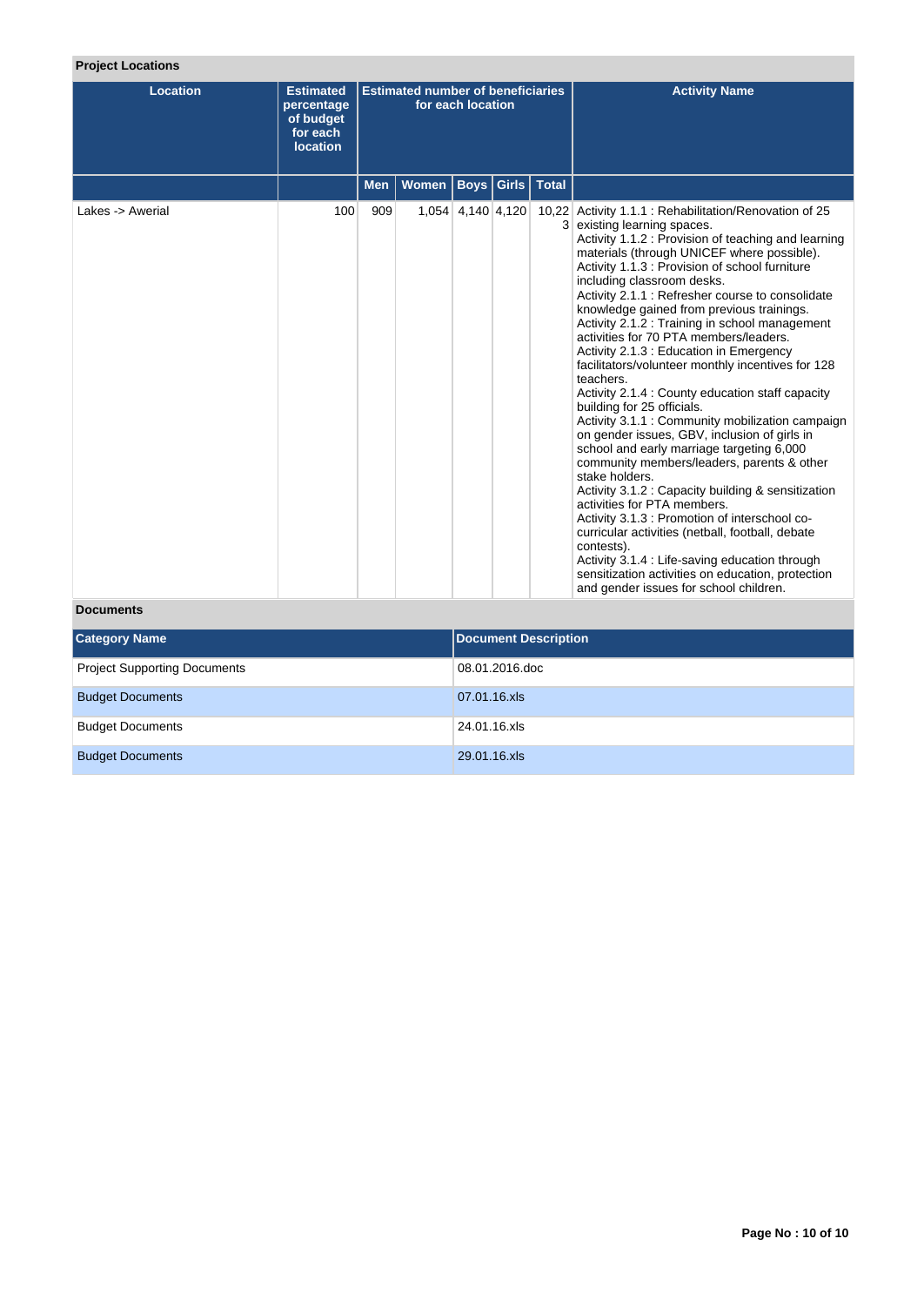## Project Locations

| Location | Estimated percentage of budget for each location | Estimated number of beneficiaries for each location | | | | | Activity Name |
|---|---|---|---|---|---|---|---|
| | | Men | Women | Boys | Girls | Total | |
| Lakes -> Awerial | 100 | 909 | 1,054 | 4,140 | 4,120 | 10,223 | Activity 1.1.1 : Rehabilitation/Renovation of 25 existing learning spaces.<br>Activity 1.1.2 : Provision of teaching and learning materials (through UNICEF where possible).<br>Activity 1.1.3 : Provision of school furniture including classroom desks.<br>Activity 2.1.1 : Refresher course to consolidate knowledge gained from previous trainings.<br>Activity 2.1.2 : Training in school management activities for 70 PTA members/leaders.<br>Activity 2.1.3 : Education in Emergency facilitators/volunteer monthly incentives for 128 teachers.<br>Activity 2.1.4 : County education staff capacity building for 25 officials.<br>Activity 3.1.1 : Community mobilization campaign on gender issues, GBV, inclusion of girls in school and early marriage targeting 6,000 community members/leaders, parents & other stake holders.<br>Activity 3.1.2 : Capacity building & sensitization activities for PTA members.<br>Activity 3.1.3 : Promotion of interschool co-curricular activities (netball, football, debate contests).<br>Activity 3.1.4 : Life-saving education through sensitization activities on education, protection and gender issues for school children. |

## Documents

| Category Name | Document Description |
|---|---|
| Project Supporting Documents | 08.01.2016.doc |
| Budget Documents | 07.01.16.xls |
| Budget Documents | 24.01.16.xls |
| Budget Documents | 29.01.16.xls |